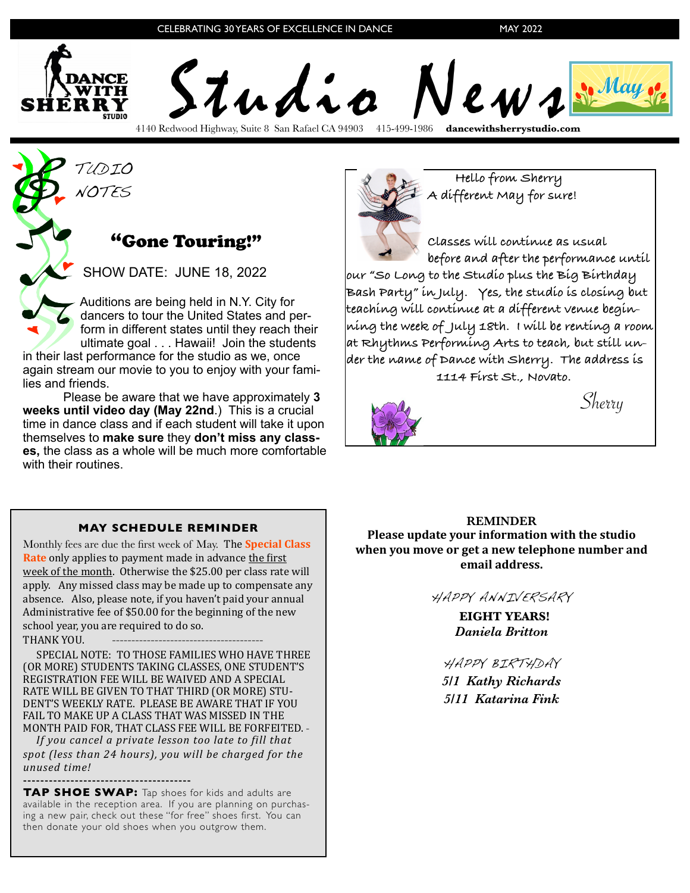CELEBRATING 30 YEARS OF EXCELLENCE IN DANCE — MAY 2022

# Studio News

DANCE WITH SHERRY STUDIO

4140 Redwood Highway, Suite 8 San Rafael CA 94903 415-499-1986 **dancewithsherrystudio.com**

## STUDIO NOTES

### "Gone Touring!"

SHOW DATE: JUNE 18, 2022

Auditions are being held in N.Y. City for dancers to tour the United States and perform in different states until they reach their ultimate goal . . . Hawaii! Join the students in their last performance for the studio as we, once again stream our movie to you to enjoy with your families and friends.

Please be aware that we have approximately **3 weeks until video day (May 22nd**.) This is a crucial time in dance class and if each student will take it upon themselves to **make sure** they **don't miss any classes,** the class as a whole will be much more comfortable with their routines.

Hello from Sherry
A different May for sure!

Classes will continue as usual before and after the performance until our "So Long to the Studio plus the Big Birthday Bash Party" in July. Yes, the studio is closing but teaching will continue at a different venue beginning the week of July 18th. I will be renting a room at Rhythms Performing Arts to teach, but still under the name of Dance with Sherry. The address is 1114 First St., Novato.

Sherry

### MAY SCHEDULE REMINDER

Monthly fees are due the first week of May. The **Special Class Rate** only applies to payment made in advance the first week of the month. Otherwise the $25.00 per class rate will apply. Any missed class may be made up to compensate any absence. Also, please note, if you haven't paid your annual Administrative fee of $50.00 for the beginning of the new school year, you are required to do so.
THANK YOU.

SPECIAL NOTE: TO THOSE FAMILIES WHO HAVE THREE (OR MORE) STUDENTS TAKING CLASSES, ONE STUDENT'S REGISTRATION FEE WILL BE WAIVED AND A SPECIAL RATE WILL BE GIVEN TO THAT THIRD (OR MORE) STUDENT'S WEEKLY RATE. PLEASE BE AWARE THAT IF YOU FAIL TO MAKE UP A CLASS THAT WAS MISSED IN THE MONTH PAID FOR, THAT CLASS FEE WILL BE FORFEITED.

*If you cancel a private lesson too late to fill that spot (less than 24 hours), you will be charged for the unused time!*

---

**TAP SHOE SWAP:** Tap shoes for kids and adults are available in the reception area. If you are planning on purchasing a new pair, check out these "for free" shoes first. You can then donate your old shoes when you outgrow them.

**REMINDER**
**Please update your information with the studio when you move or get a new telephone number and email address.**

HAPPY ANNIVERSARY

**EIGHT YEARS!**
***Daniela Britton***

HAPPY BIRTHDAY

***5/1 Kathy Richards***
***5/11 Katarina Fink***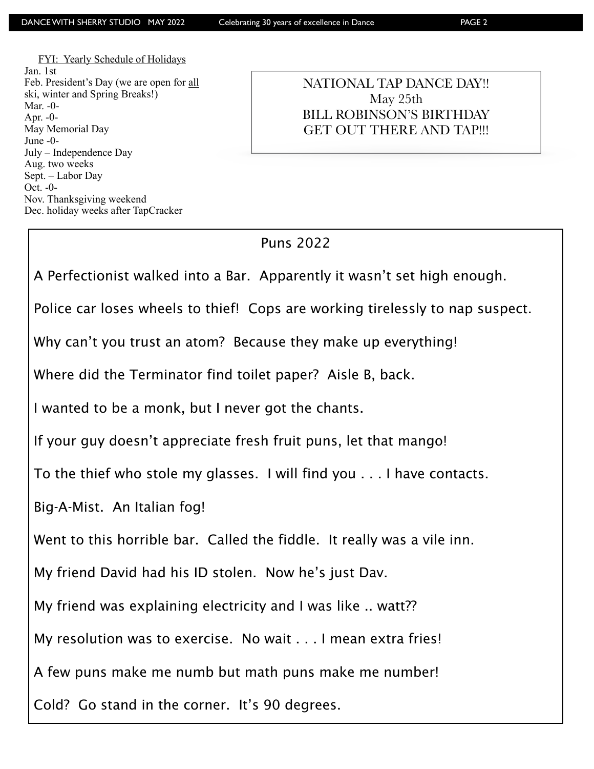FYI: Yearly Schedule of Holidays

Jan. 1st
Feb. President's Day (we are open for all ski, winter and Spring Breaks!)
Mar. -0-
Apr. -0-
May Memorial Day
June -0-
July – Independence Day
Aug. two weeks
Sept. – Labor Day
Oct. -0-
Nov. Thanksgiving weekend
Dec. holiday weeks after TapCracker

NATIONAL TAP DANCE DAY!!
May 25th
BILL ROBINSON'S BIRTHDAY
GET OUT THERE AND TAP!!!

## Puns 2022

A Perfectionist walked into a Bar. Apparently it wasn't set high enough.

Police car loses wheels to thief! Cops are working tirelessly to nap suspect.

Why can't you trust an atom? Because they make up everything!

Where did the Terminator find toilet paper? Aisle B, back.

I wanted to be a monk, but I never got the chants.

If your guy doesn't appreciate fresh fruit puns, let that mango!

To the thief who stole my glasses. I will find you . . . I have contacts.

Big-A-Mist. An Italian fog!

Went to this horrible bar. Called the fiddle. It really was a vile inn.

My friend David had his ID stolen. Now he's just Dav.

My friend was explaining electricity and I was like .. watt??

My resolution was to exercise. No wait . . . I mean extra fries!

A few puns make me numb but math puns make me number!

Cold? Go stand in the corner. It's 90 degrees.